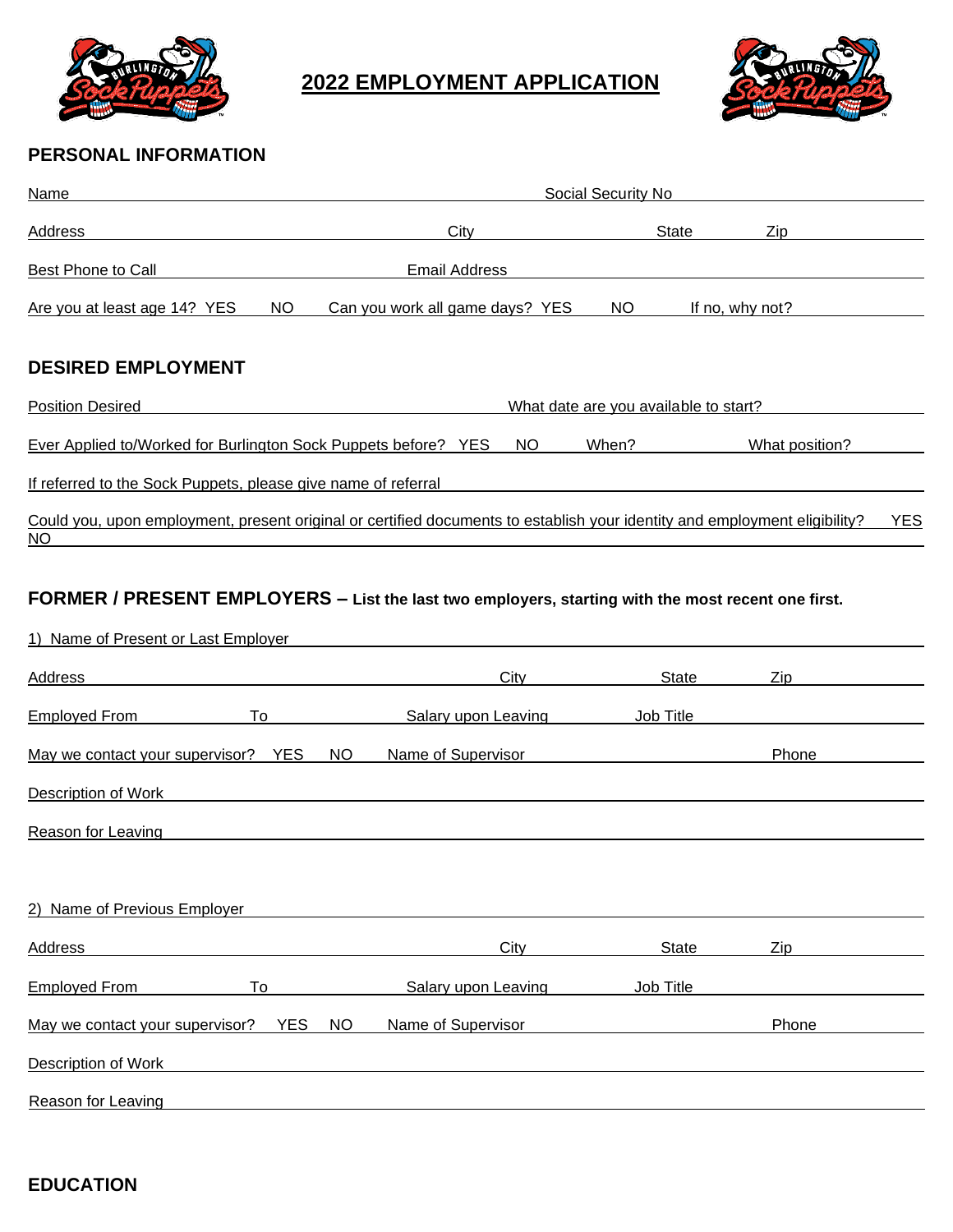# 2022 EMPLOYMENT APPLICATION

## PERSONAL INFORMATION

Name \_\_\_\_\_\_\_\_\_\_\_\_\_\_\_\_\_\_\_\_ Social Security No \_\_\_\_\_\_\_\_\_\_\_\_\_\_\_\_\_\_\_\_

Address \_\_\_\_\_\_\_\_\_\_\_\_\_\_\_\_\_\_\_\_ City \_\_\_\_\_\_\_\_\_\_ State \_\_\_\_\_\_ Zip \_\_\_\_\_\_\_\_

Best Phone to Call \_\_\_\_\_\_\_\_\_\_\_\_\_\_\_\_\_\_\_\_ Email Address \_\_\_\_\_\_\_\_\_\_\_\_\_\_\_\_\_\_\_\_

Are you at least age 14? YES NO Can you work all game days? YES NO If no, why not? \_\_\_\_\_\_\_\_\_\_

## DESIRED EMPLOYMENT

Position Desired \_\_\_\_\_\_\_\_\_\_\_\_\_\_\_\_\_\_\_\_ What date are you available to start? \_\_\_\_\_\_\_\_\_\_

Ever Applied to/Worked for Burlington Sock Puppets before? YES NO When? \_\_\_\_\_\_\_\_ What position? \_\_\_\_\_\_\_\_

If referred to the Sock Puppets, please give name of referral \_\_\_\_\_\_\_\_\_\_\_\_\_\_\_\_\_\_\_\_

Could you, upon employment, present original or certified documents to establish your identity and employment eligibility? YES NO

## FORMER / PRESENT EMPLOYERS – List the last two employers, starting with the most recent one first.

1) Name of Present or Last Employer \_\_\_\_\_\_\_\_\_\_\_\_\_\_\_\_\_\_\_\_

Address \_\_\_\_\_\_\_\_\_\_\_\_\_\_\_\_\_\_\_\_ City \_\_\_\_\_\_\_\_\_\_ State \_\_\_\_\_\_ Zip \_\_\_\_\_\_\_\_

Employed From \_\_\_\_\_\_\_\_ To \_\_\_\_\_\_\_\_ Salary upon Leaving \_\_\_\_\_\_\_\_ Job Title \_\_\_\_\_\_\_\_

May we contact your supervisor? YES NO Name of Supervisor \_\_\_\_\_\_\_\_\_\_\_\_\_\_\_\_ Phone \_\_\_\_\_\_\_\_

Description of Work \_\_\_\_\_\_\_\_\_\_\_\_\_\_\_\_\_\_\_\_

Reason for Leaving \_\_\_\_\_\_\_\_\_\_\_\_\_\_\_\_\_\_\_\_

2) Name of Previous Employer \_\_\_\_\_\_\_\_\_\_\_\_\_\_\_\_\_\_\_\_

Address \_\_\_\_\_\_\_\_\_\_\_\_\_\_\_\_\_\_\_\_ City \_\_\_\_\_\_\_\_\_\_ State \_\_\_\_\_\_ Zip \_\_\_\_\_\_\_\_

Employed From \_\_\_\_\_\_\_\_ To \_\_\_\_\_\_\_\_ Salary upon Leaving \_\_\_\_\_\_\_\_ Job Title \_\_\_\_\_\_\_\_

May we contact your supervisor? YES NO Name of Supervisor \_\_\_\_\_\_\_\_\_\_\_\_\_\_\_\_ Phone \_\_\_\_\_\_\_\_

Description of Work \_\_\_\_\_\_\_\_\_\_\_\_\_\_\_\_\_\_\_\_

Reason for Leaving \_\_\_\_\_\_\_\_\_\_\_\_\_\_\_\_\_\_\_\_

## EDUCATION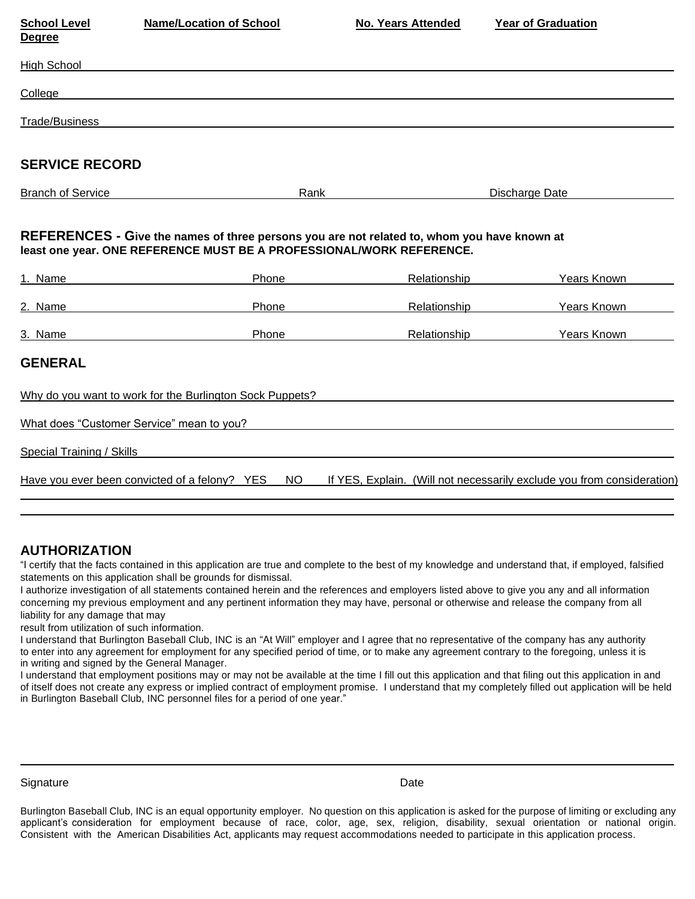| School Level Degree | Name/Location of School | No. Years Attended | Year of Graduation |
| --- | --- | --- | --- |
| High School | | | |
| College | | | |
| Trade/Business | | | |

## SERVICE RECORD

| Branch of Service | Rank | Discharge Date |
| --- | --- | --- |
| | | |

## REFERENCES - Give the names of three persons you are not related to, whom you have known at least one year. ONE REFERENCE MUST BE A PROFESSIONAL/WORK REFERENCE.

| Name | Phone | Relationship | Years Known |
| --- | --- | --- | --- |
| 1. Name | Phone | Relationship | Years Known |
| 2. Name | Phone | Relationship | Years Known |
| 3. Name | Phone | Relationship | Years Known |

## GENERAL

Why do you want to work for the Burlington Sock Puppets?

What does "Customer Service" mean to you?

Special Training / Skills

Have you ever been convicted of a felony? YES NO If YES, Explain. (Will not necessarily exclude you from consideration)

## AUTHORIZATION

"I certify that the facts contained in this application are true and complete to the best of my knowledge and understand that, if employed, falsified statements on this application shall be grounds for dismissal.

I authorize investigation of all statements contained herein and the references and employers listed above to give you any and all information concerning my previous employment and any pertinent information they may have, personal or otherwise and release the company from all liability for any damage that may result from utilization of such information.

I understand that Burlington Baseball Club, INC is an "At Will" employer and I agree that no representative of the company has any authority to enter into any agreement for employment for any specified period of time, or to make any agreement contrary to the foregoing, unless it is in writing and signed by the General Manager.

I understand that employment positions may or may not be available at the time I fill out this application and that filing out this application in and of itself does not create any express or implied contract of employment promise. I understand that my completely filled out application will be held in Burlington Baseball Club, INC personnel files for a period of one year."

Signature                                                            Date

Burlington Baseball Club, INC is an equal opportunity employer. No question on this application is asked for the purpose of limiting or excluding any applicant's consideration for employment because of race, color, age, sex, religion, disability, sexual orientation or national origin. Consistent with the American Disabilities Act, applicants may request accommodations needed to participate in this application process.